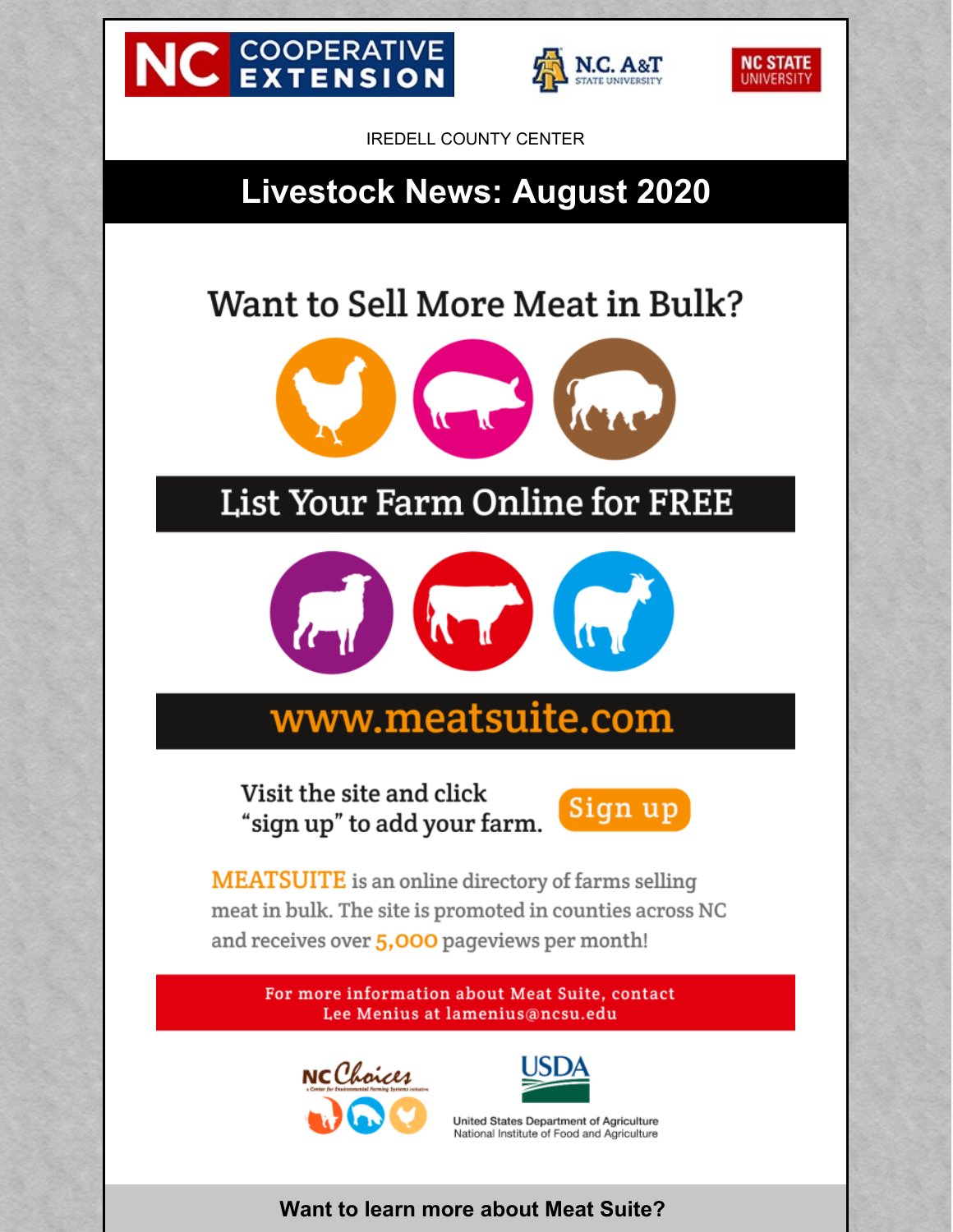NC COOPERATIVE EXTENSION | N.C. A&T STATE UNIVERSITY | NC STATE UNIVERSITY

IREDELL COUNTY CENTER

# Livestock News: August 2020

## Want to Sell More Meat in Bulk?

**List Your Farm Online for FREE**

**www.meatsuite.com**

Visit the site and click "sign up" to add your farm. **Sign up**

MEATSUITE is an online directory of farms selling meat in bulk. The site is promoted in counties across NC and receives over 5,000 pageviews per month!

For more information about Meat Suite, contact Lee Menius at lamenius@ncsu.edu

NC Choices — a Center for Environmental Farming Systems initiative

USDA — United States Department of Agriculture, National Institute of Food and Agriculture

**Want to learn more about Meat Suite?**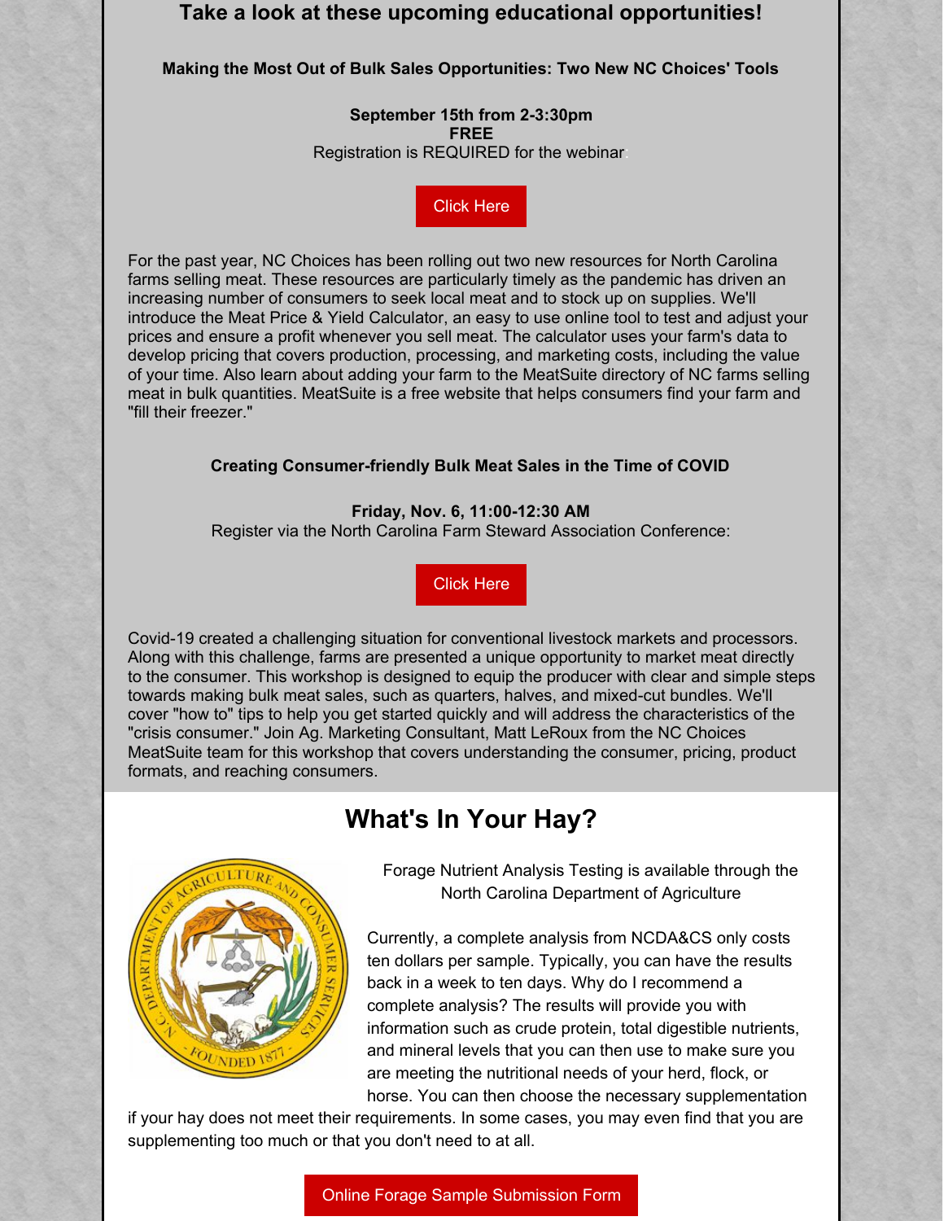## Take a look at these upcoming educational opportunities!

**Making the Most Out of Bulk Sales Opportunities: Two New NC Choices' Tools**

**September 15th from 2-3:30pm**
**FREE**
Registration is REQUIRED for the webinar:

Click Here

For the past year, NC Choices has been rolling out two new resources for North Carolina farms selling meat. These resources are particularly timely as the pandemic has driven an increasing number of consumers to seek local meat and to stock up on supplies. We'll introduce the Meat Price & Yield Calculator, an easy to use online tool to test and adjust your prices and ensure a profit whenever you sell meat. The calculator uses your farm's data to develop pricing that covers production, processing, and marketing costs, including the value of your time. Also learn about adding your farm to the MeatSuite directory of NC farms selling meat in bulk quantities. MeatSuite is a free website that helps consumers find your farm and "fill their freezer."

**Creating Consumer-friendly Bulk Meat Sales in the Time of COVID**

**Friday, Nov. 6, 11:00-12:30 AM**
Register via the North Carolina Farm Steward Association Conference:

Click Here

Covid-19 created a challenging situation for conventional livestock markets and processors. Along with this challenge, farms are presented a unique opportunity to market meat directly to the consumer. This workshop is designed to equip the producer with clear and simple steps towards making bulk meat sales, such as quarters, halves, and mixed-cut bundles. We'll cover "how to" tips to help you get started quickly and will address the characteristics of the "crisis consumer." Join Ag. Marketing Consultant, Matt LeRoux from the NC Choices MeatSuite team for this workshop that covers understanding the consumer, pricing, product formats, and reaching consumers.

## What's In Your Hay?

Forage Nutrient Analysis Testing is available through the North Carolina Department of Agriculture

Currently, a complete analysis from NCDA&CS only costs ten dollars per sample. Typically, you can have the results back in a week to ten days. Why do I recommend a complete analysis? The results will provide you with information such as crude protein, total digestible nutrients, and mineral levels that you can then use to make sure you are meeting the nutritional needs of your herd, flock, or horse. You can then choose the necessary supplementation if your hay does not meet their requirements. In some cases, you may even find that you are supplementing too much or that you don't need to at all.

Online Forage Sample Submission Form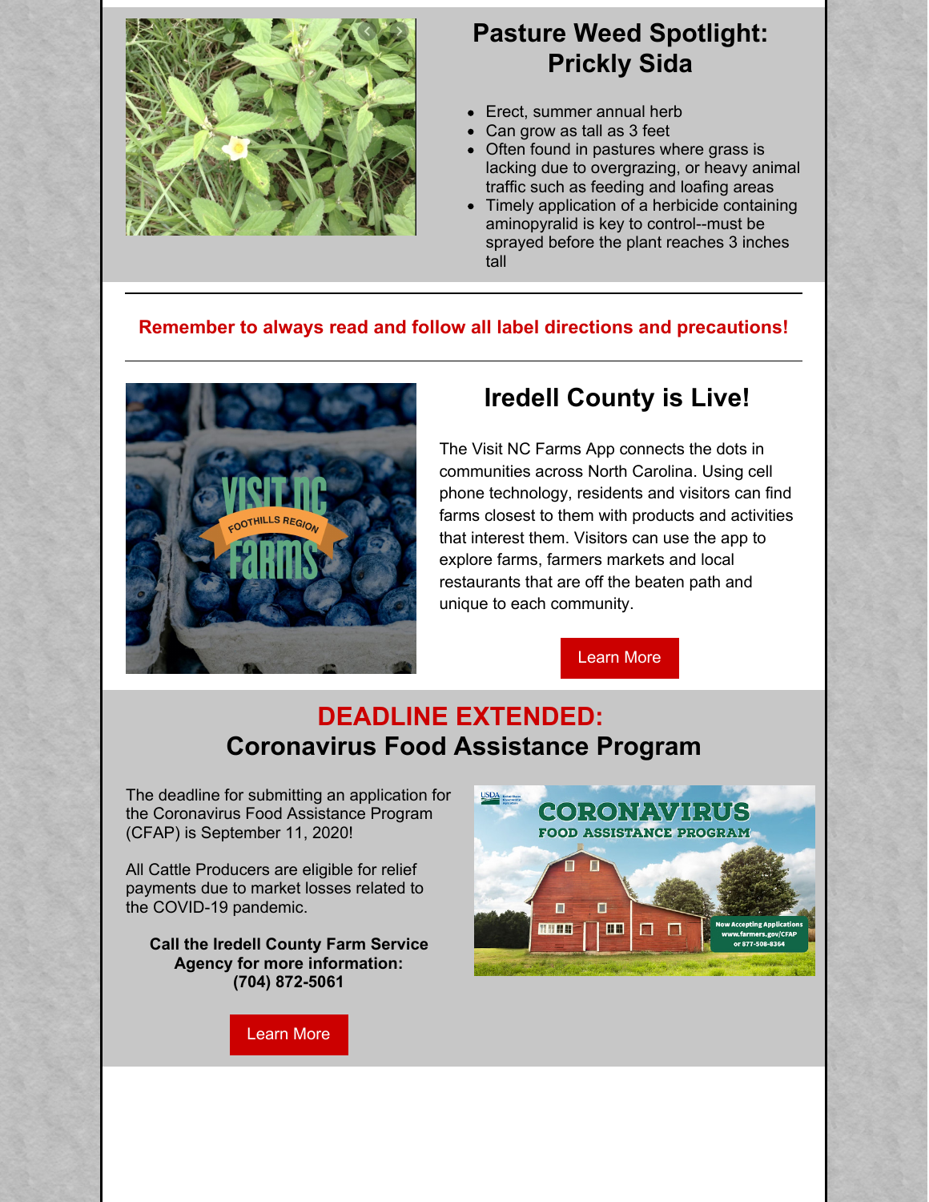## Pasture Weed Spotlight: Prickly Sida

- Erect, summer annual herb
- Can grow as tall as 3 feet
- Often found in pastures where grass is lacking due to overgrazing, or heavy animal traffic such as feeding and loafing areas
- Timely application of a herbicide containing aminopyralid is key to control--must be sprayed before the plant reaches 3 inches tall

---

**Remember to always read and follow all label directions and precautions!**

---

## Iredell County is Live!

The Visit NC Farms App connects the dots in communities across North Carolina. Using cell phone technology, residents and visitors can find farms closest to them with products and activities that interest them. Visitors can use the app to explore farms, farmers markets and local restaurants that are off the beaten path and unique to each community.

Learn More

## DEADLINE EXTENDED: Coronavirus Food Assistance Program

The deadline for submitting an application for the Coronavirus Food Assistance Program (CFAP) is September 11, 2020!

All Cattle Producers are eligible for relief payments due to market losses related to the COVID-19 pandemic.

**Call the Iredell County Farm Service Agency for more information: (704) 872-5061**

Learn More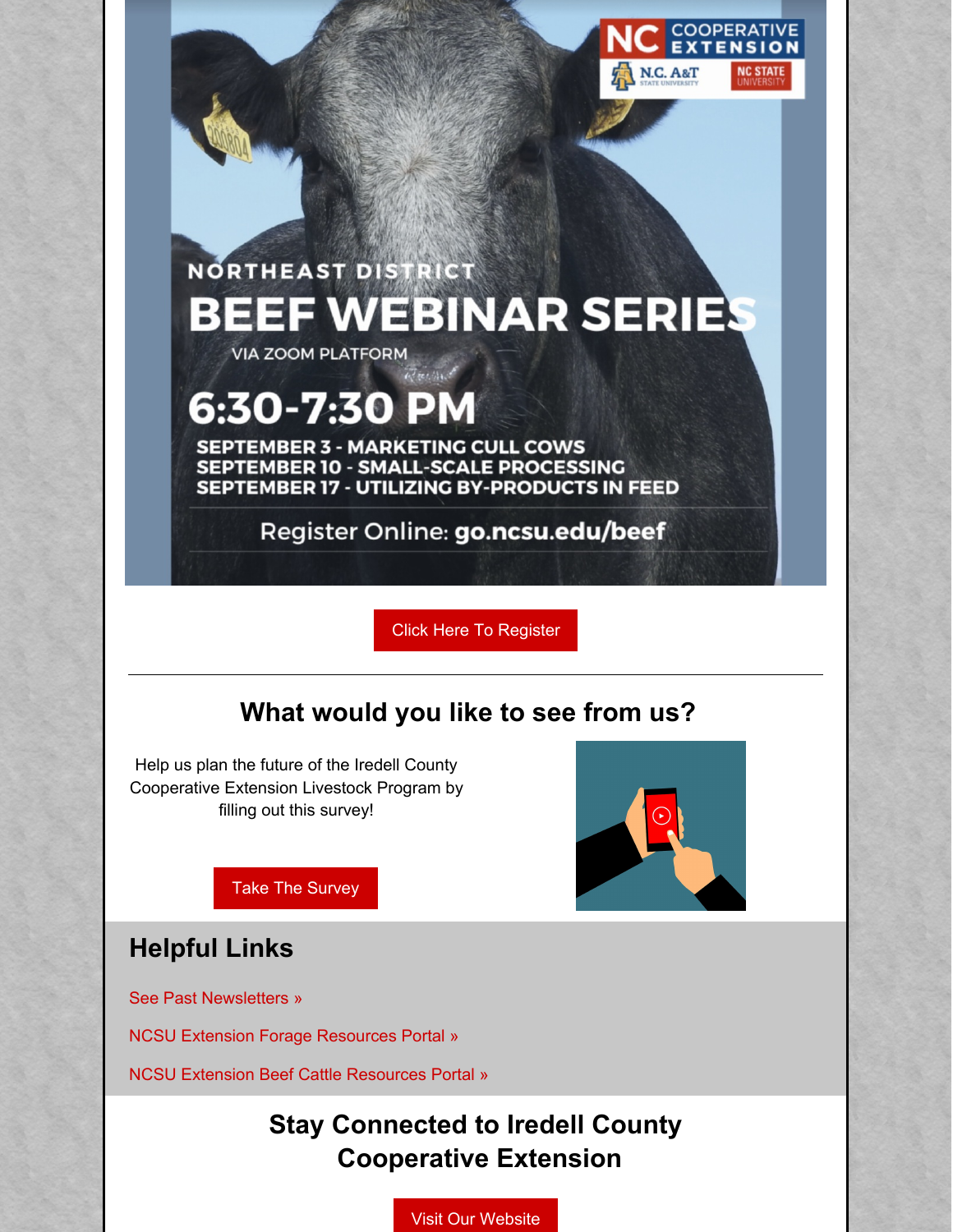NORTHEAST DISTRICT

# BEEF WEBINAR SERIES

VIA ZOOM PLATFORM

**6:30-7:30 PM**

- SEPTEMBER 3 - MARKETING CULL COWS
- SEPTEMBER 10 - SMALL-SCALE PROCESSING
- SEPTEMBER 17 - UTILIZING BY-PRODUCTS IN FEED

Register Online: **go.ncsu.edu/beef**

NC Cooperative Extension | N.C. A&T State University | NC State University

Click Here To Register

---

## What would you like to see from us?

Help us plan the future of the Iredell County Cooperative Extension Livestock Program by filling out this survey!

Take The Survey

## Helpful Links

See Past Newsletters »

NCSU Extension Forage Resources Portal »

NCSU Extension Beef Cattle Resources Portal »

## Stay Connected to Iredell County Cooperative Extension

Visit Our Website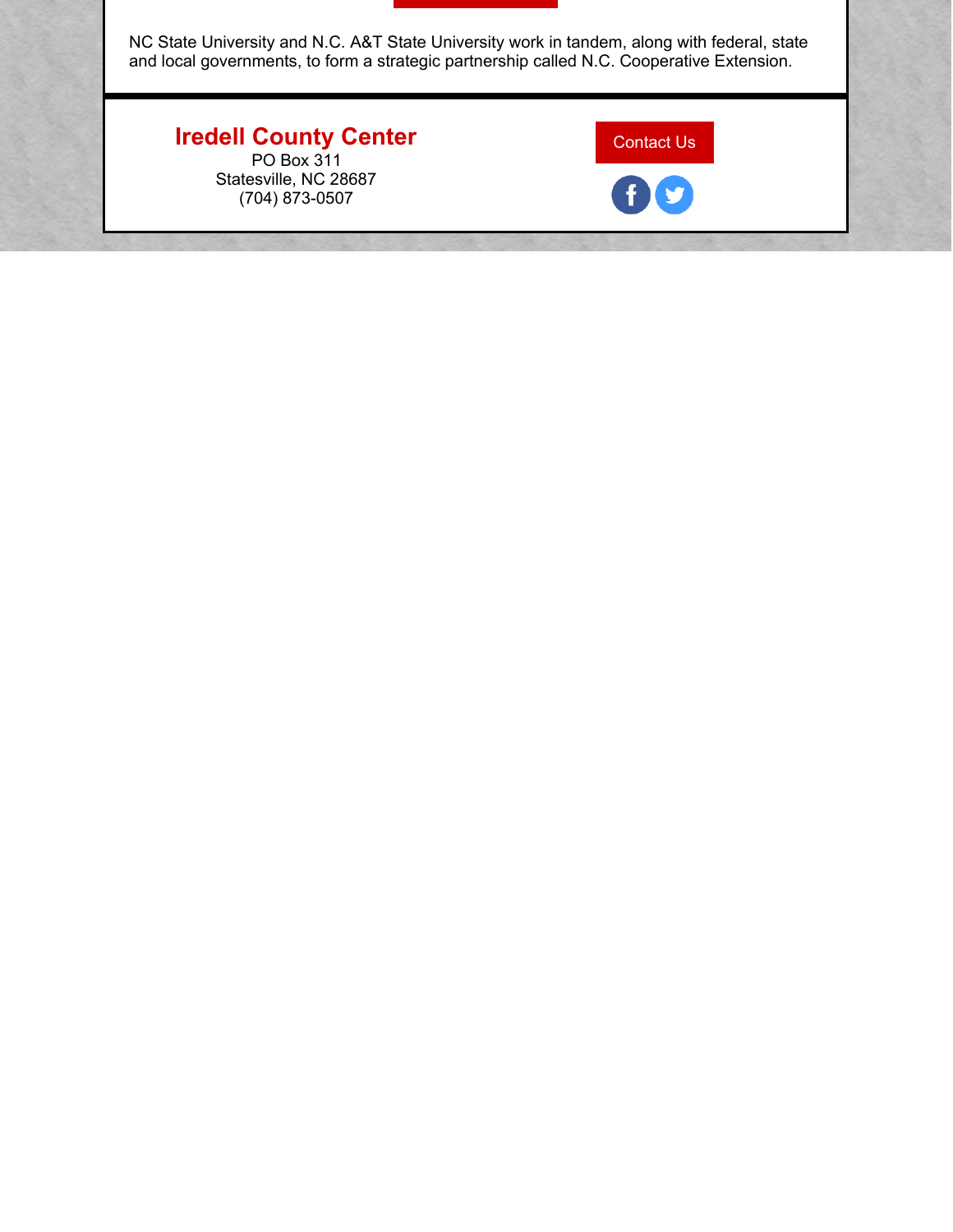NC State University and N.C. A&T State University work in tandem, along with federal, state and local governments, to form a strategic partnership called N.C. Cooperative Extension.

## Iredell County Center

PO Box 311
Statesville, NC 28687
(704) 873-0507

Contact Us